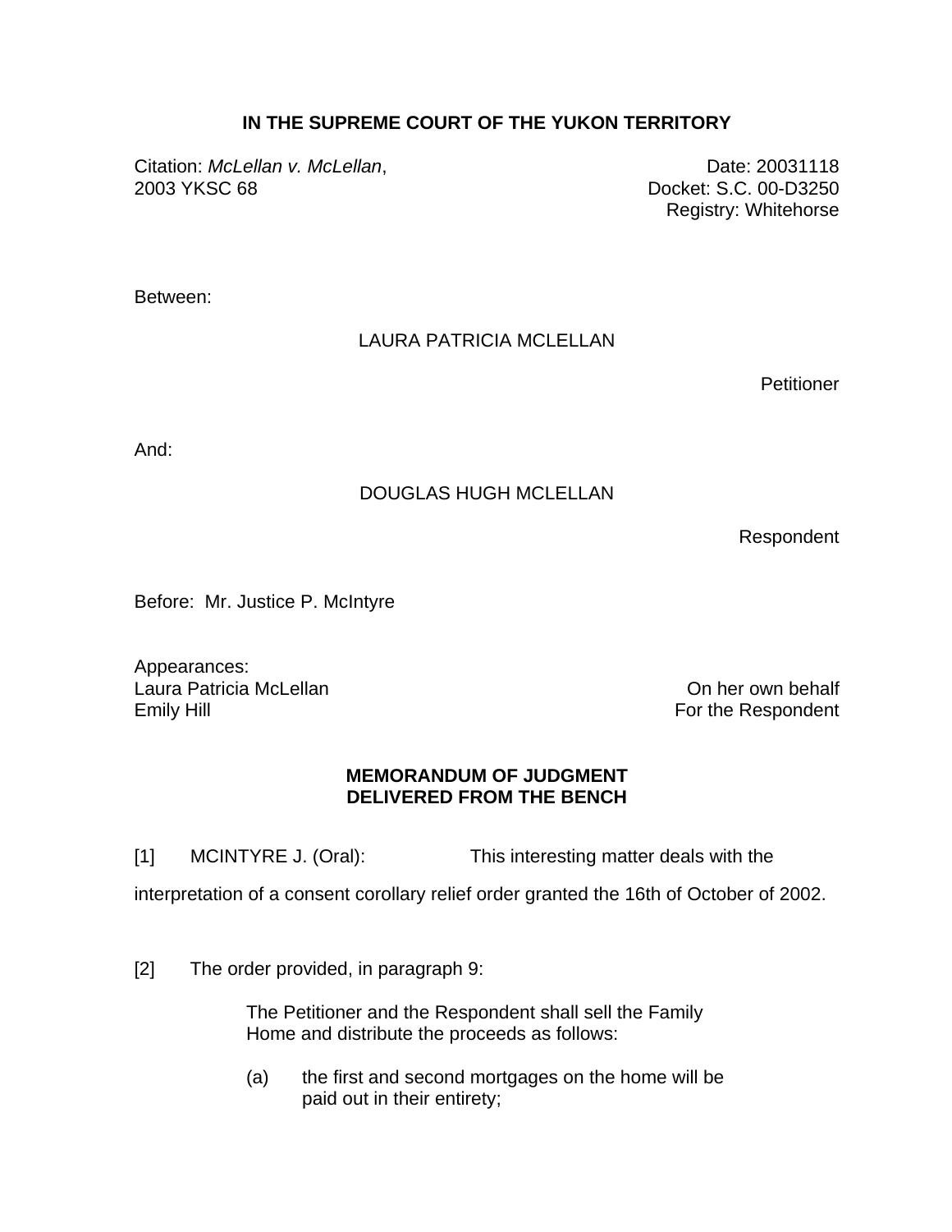**IN THE SUPREME COURT OF THE YUKON TERRITORY**

Citation: *McLellan v. McLellan*, 2003 YKSC 68

Date: 20031118
Docket: S.C. 00-D3250
Registry: Whitehorse

Between:

LAURA PATRICIA MCLELLAN

Petitioner

And:

DOUGLAS HUGH MCLELLAN

Respondent

Before: Mr. Justice P. McIntyre

Appearances:
Laura Patricia McLellan — On her own behalf
Emily Hill — For the Respondent

**MEMORANDUM OF JUDGMENT**
**DELIVERED FROM THE BENCH**

[1] MCINTYRE J. (Oral): This interesting matter deals with the interpretation of a consent corollary relief order granted the 16th of October of 2002.

[2] The order provided, in paragraph 9:

> The Petitioner and the Respondent shall sell the Family Home and distribute the proceeds as follows:
>
> (a) the first and second mortgages on the home will be paid out in their entirety;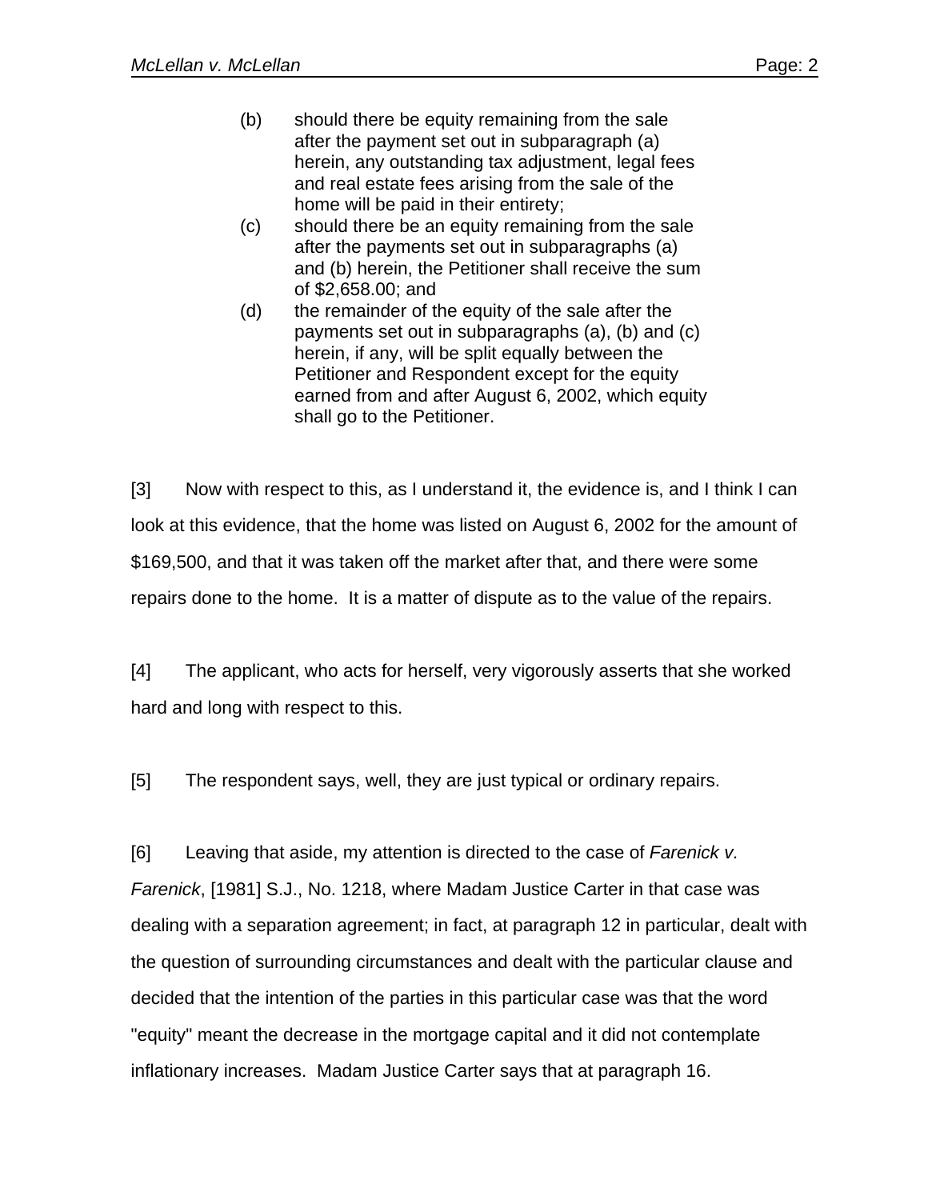(b) should there be equity remaining from the sale after the payment set out in subparagraph (a) herein, any outstanding tax adjustment, legal fees and real estate fees arising from the sale of the home will be paid in their entirety;

(c) should there be an equity remaining from the sale after the payments set out in subparagraphs (a) and (b) herein, the Petitioner shall receive the sum of $2,658.00; and

(d) the remainder of the equity of the sale after the payments set out in subparagraphs (a), (b) and (c) herein, if any, will be split equally between the Petitioner and Respondent except for the equity earned from and after August 6, 2002, which equity shall go to the Petitioner.

[3] Now with respect to this, as I understand it, the evidence is, and I think I can look at this evidence, that the home was listed on August 6, 2002 for the amount of $169,500, and that it was taken off the market after that, and there were some repairs done to the home. It is a matter of dispute as to the value of the repairs.

[4] The applicant, who acts for herself, very vigorously asserts that she worked hard and long with respect to this.

[5] The respondent says, well, they are just typical or ordinary repairs.

[6] Leaving that aside, my attention is directed to the case of *Farenick v. Farenick*, [1981] S.J., No. 1218, where Madam Justice Carter in that case was dealing with a separation agreement; in fact, at paragraph 12 in particular, dealt with the question of surrounding circumstances and dealt with the particular clause and decided that the intention of the parties in this particular case was that the word "equity" meant the decrease in the mortgage capital and it did not contemplate inflationary increases. Madam Justice Carter says that at paragraph 16.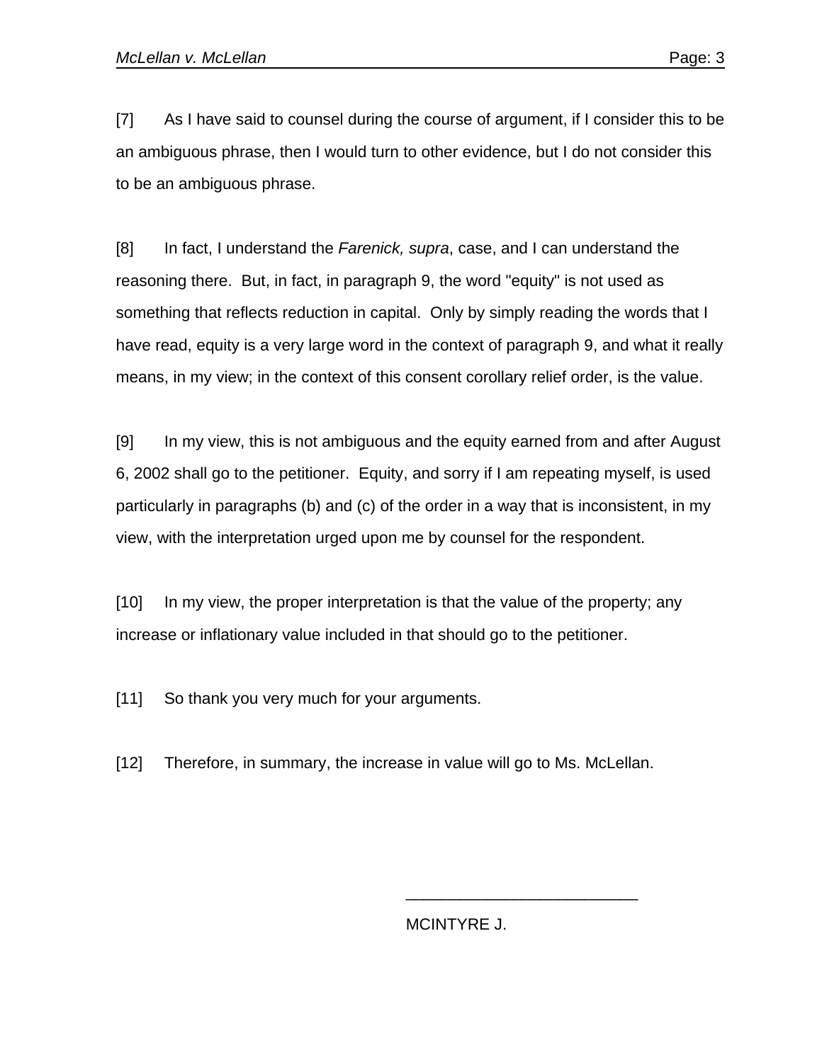[7] As I have said to counsel during the course of argument, if I consider this to be an ambiguous phrase, then I would turn to other evidence, but I do not consider this to be an ambiguous phrase.

[8] In fact, I understand the *Farenick, supra*, case, and I can understand the reasoning there. But, in fact, in paragraph 9, the word "equity" is not used as something that reflects reduction in capital. Only by simply reading the words that I have read, equity is a very large word in the context of paragraph 9, and what it really means, in my view; in the context of this consent corollary relief order, is the value.

[9] In my view, this is not ambiguous and the equity earned from and after August 6, 2002 shall go to the petitioner. Equity, and sorry if I am repeating myself, is used particularly in paragraphs (b) and (c) of the order in a way that is inconsistent, in my view, with the interpretation urged upon me by counsel for the respondent.

[10] In my view, the proper interpretation is that the value of the property; any increase or inflationary value included in that should go to the petitioner.

[11] So thank you very much for your arguments.

[12] Therefore, in summary, the increase in value will go to Ms. McLellan.

___________________________

MCINTYRE J.